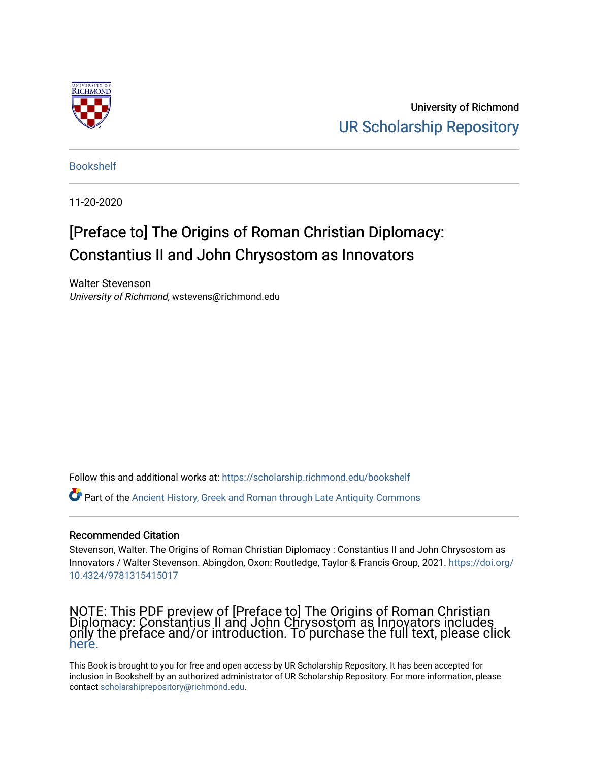University of Richmond

UR Scholarship Repository

Bookshelf

11-20-2020

# [Preface to] The Origins of Roman Christian Diplomacy: Constantius II and John Chrysostom as Innovators

Walter Stevenson
*University of Richmond*, wstevens@richmond.edu

Follow this and additional works at: https://scholarship.richmond.edu/bookshelf

Part of the Ancient History, Greek and Roman through Late Antiquity Commons

## Recommended Citation

Stevenson, Walter. The Origins of Roman Christian Diplomacy : Constantius II and John Chrysostom as Innovators / Walter Stevenson. Abingdon, Oxon: Routledge, Taylor & Francis Group, 2021. https://doi.org/10.4324/9781315415017

NOTE: This PDF preview of [Preface to] The Origins of Roman Christian Diplomacy: Constantius II and John Chrysostom as Innovators includes only the preface and/or introduction. To purchase the full text, please click here.

This Book is brought to you for free and open access by UR Scholarship Repository. It has been accepted for inclusion in Bookshelf by an authorized administrator of UR Scholarship Repository. For more information, please contact scholarshiprepository@richmond.edu.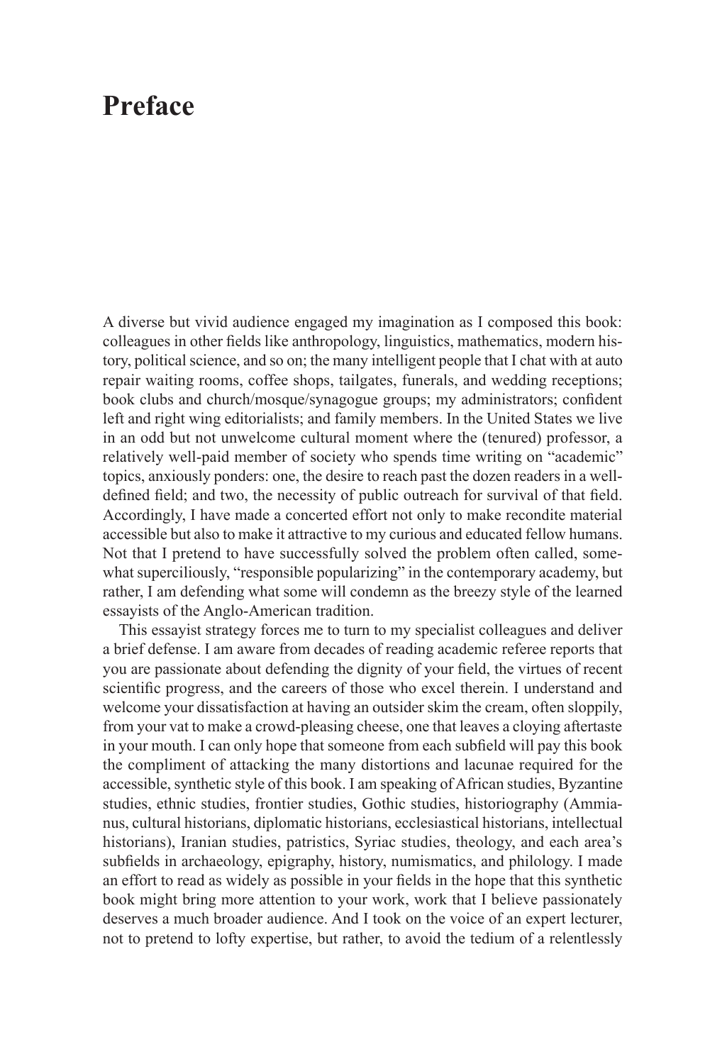# Preface

A diverse but vivid audience engaged my imagination as I composed this book: colleagues in other fields like anthropology, linguistics, mathematics, modern history, political science, and so on; the many intelligent people that I chat with at auto repair waiting rooms, coffee shops, tailgates, funerals, and wedding receptions; book clubs and church/mosque/synagogue groups; my administrators; confident left and right wing editorialists; and family members. In the United States we live in an odd but not unwelcome cultural moment where the (tenured) professor, a relatively well-paid member of society who spends time writing on "academic" topics, anxiously ponders: one, the desire to reach past the dozen readers in a well-defined field; and two, the necessity of public outreach for survival of that field. Accordingly, I have made a concerted effort not only to make recondite material accessible but also to make it attractive to my curious and educated fellow humans. Not that I pretend to have successfully solved the problem often called, somewhat superciliously, "responsible popularizing" in the contemporary academy, but rather, I am defending what some will condemn as the breezy style of the learned essayists of the Anglo-American tradition.

This essayist strategy forces me to turn to my specialist colleagues and deliver a brief defense. I am aware from decades of reading academic referee reports that you are passionate about defending the dignity of your field, the virtues of recent scientific progress, and the careers of those who excel therein. I understand and welcome your dissatisfaction at having an outsider skim the cream, often sloppily, from your vat to make a crowd-pleasing cheese, one that leaves a cloying aftertaste in your mouth. I can only hope that someone from each subfield will pay this book the compliment of attacking the many distortions and lacunae required for the accessible, synthetic style of this book. I am speaking of African studies, Byzantine studies, ethnic studies, frontier studies, Gothic studies, historiography (Ammianus, cultural historians, diplomatic historians, ecclesiastical historians, intellectual historians), Iranian studies, patristics, Syriac studies, theology, and each area's subfields in archaeology, epigraphy, history, numismatics, and philology. I made an effort to read as widely as possible in your fields in the hope that this synthetic book might bring more attention to your work, work that I believe passionately deserves a much broader audience. And I took on the voice of an expert lecturer, not to pretend to lofty expertise, but rather, to avoid the tedium of a relentlessly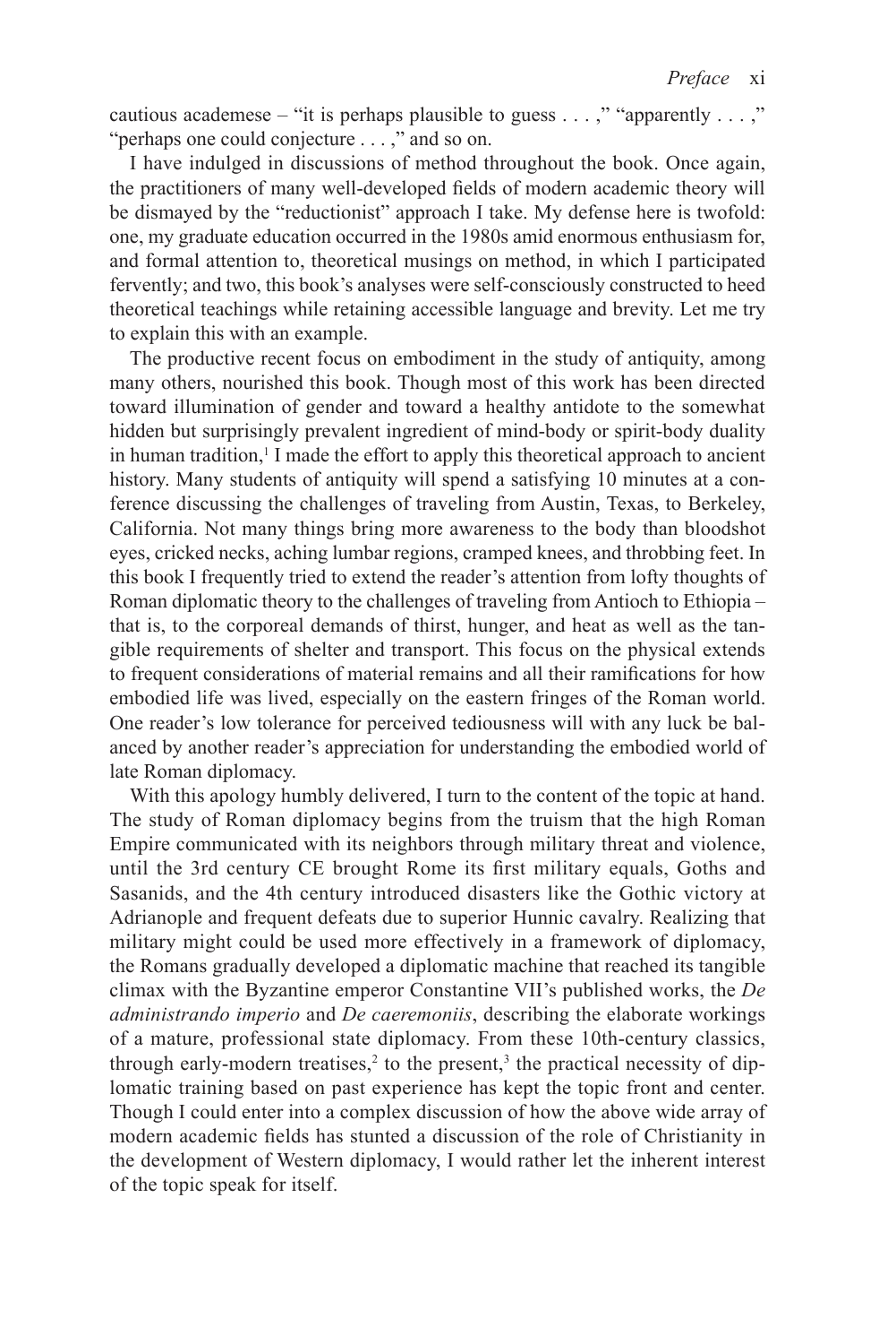cautious academese – "it is perhaps plausible to guess . . . ," "apparently . . . ," "perhaps one could conjecture . . . ," and so on.

I have indulged in discussions of method throughout the book. Once again, the practitioners of many well-developed fields of modern academic theory will be dismayed by the "reductionist" approach I take. My defense here is twofold: one, my graduate education occurred in the 1980s amid enormous enthusiasm for, and formal attention to, theoretical musings on method, in which I participated fervently; and two, this book's analyses were self-consciously constructed to heed theoretical teachings while retaining accessible language and brevity. Let me try to explain this with an example.

The productive recent focus on embodiment in the study of antiquity, among many others, nourished this book. Though most of this work has been directed toward illumination of gender and toward a healthy antidote to the somewhat hidden but surprisingly prevalent ingredient of mind-body or spirit-body duality in human tradition,[1] I made the effort to apply this theoretical approach to ancient history. Many students of antiquity will spend a satisfying 10 minutes at a conference discussing the challenges of traveling from Austin, Texas, to Berkeley, California. Not many things bring more awareness to the body than bloodshot eyes, cricked necks, aching lumbar regions, cramped knees, and throbbing feet. In this book I frequently tried to extend the reader's attention from lofty thoughts of Roman diplomatic theory to the challenges of traveling from Antioch to Ethiopia – that is, to the corporeal demands of thirst, hunger, and heat as well as the tangible requirements of shelter and transport. This focus on the physical extends to frequent considerations of material remains and all their ramifications for how embodied life was lived, especially on the eastern fringes of the Roman world. One reader's low tolerance for perceived tediousness will with any luck be balanced by another reader's appreciation for understanding the embodied world of late Roman diplomacy.

With this apology humbly delivered, I turn to the content of the topic at hand. The study of Roman diplomacy begins from the truism that the high Roman Empire communicated with its neighbors through military threat and violence, until the 3rd century CE brought Rome its first military equals, Goths and Sasanids, and the 4th century introduced disasters like the Gothic victory at Adrianople and frequent defeats due to superior Hunnic cavalry. Realizing that military might could be used more effectively in a framework of diplomacy, the Romans gradually developed a diplomatic machine that reached its tangible climax with the Byzantine emperor Constantine VII's published works, the *De administrando imperio* and *De caeremoniis*, describing the elaborate workings of a mature, professional state diplomacy. From these 10th-century classics, through early-modern treatises,[2] to the present,[3] the practical necessity of diplomatic training based on past experience has kept the topic front and center. Though I could enter into a complex discussion of how the above wide array of modern academic fields has stunted a discussion of the role of Christianity in the development of Western diplomacy, I would rather let the inherent interest of the topic speak for itself.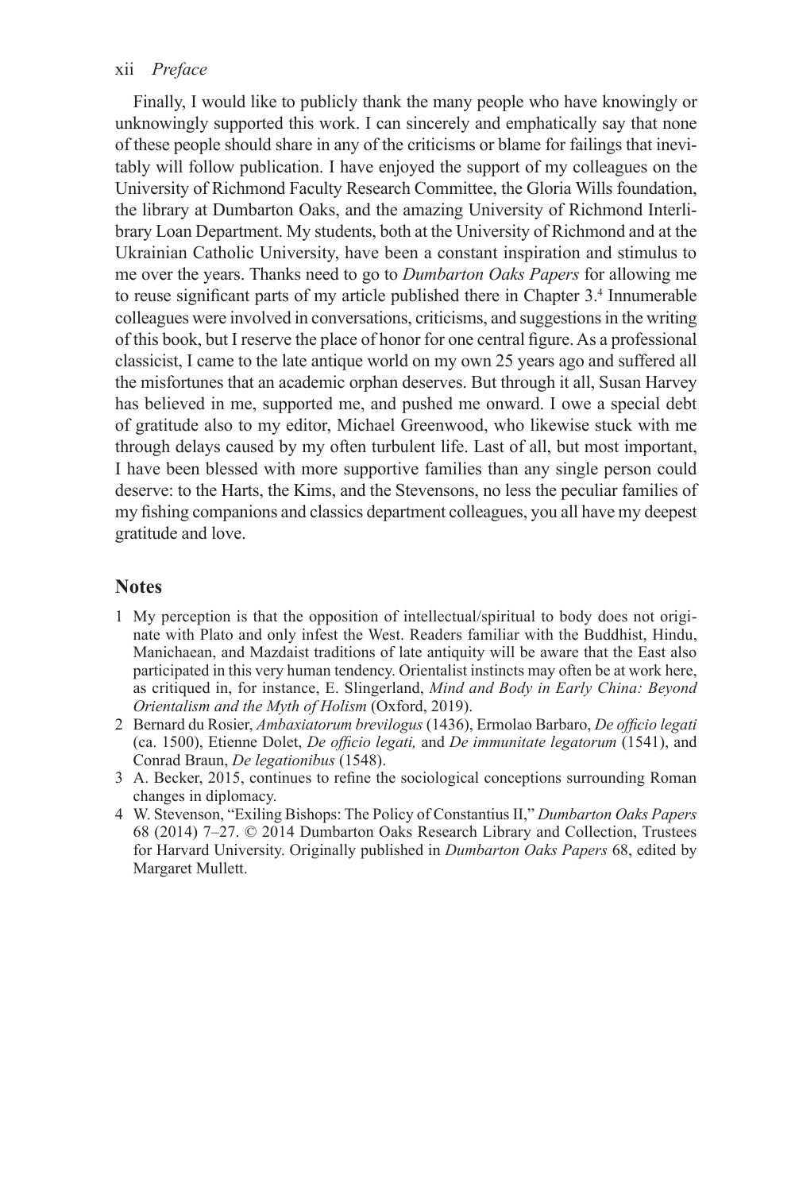Finally, I would like to publicly thank the many people who have knowingly or unknowingly supported this work. I can sincerely and emphatically say that none of these people should share in any of the criticisms or blame for failings that inevitably will follow publication. I have enjoyed the support of my colleagues on the University of Richmond Faculty Research Committee, the Gloria Wills foundation, the library at Dumbarton Oaks, and the amazing University of Richmond Interlibrary Loan Department. My students, both at the University of Richmond and at the Ukrainian Catholic University, have been a constant inspiration and stimulus to me over the years. Thanks need to go to *Dumbarton Oaks Papers* for allowing me to reuse significant parts of my article published there in Chapter 3.[4] Innumerable colleagues were involved in conversations, criticisms, and suggestions in the writing of this book, but I reserve the place of honor for one central figure. As a professional classicist, I came to the late antique world on my own 25 years ago and suffered all the misfortunes that an academic orphan deserves. But through it all, Susan Harvey has believed in me, supported me, and pushed me onward. I owe a special debt of gratitude also to my editor, Michael Greenwood, who likewise stuck with me through delays caused by my often turbulent life. Last of all, but most important, I have been blessed with more supportive families than any single person could deserve: to the Harts, the Kims, and the Stevensons, no less the peculiar families of my fishing companions and classics department colleagues, you all have my deepest gratitude and love.

## Notes

1 My perception is that the opposition of intellectual/spiritual to body does not originate with Plato and only infest the West. Readers familiar with the Buddhist, Hindu, Manichaean, and Mazdaist traditions of late antiquity will be aware that the East also participated in this very human tendency. Orientalist instincts may often be at work here, as critiqued in, for instance, E. Slingerland, *Mind and Body in Early China: Beyond Orientalism and the Myth of Holism* (Oxford, 2019).

2 Bernard du Rosier, *Ambaxiatorum brevilogus* (1436), Ermolao Barbaro, *De officio legati* (ca. 1500), Etienne Dolet, *De officio legati,* and *De immunitate legatorum* (1541), and Conrad Braun, *De legationibus* (1548).

3 A. Becker, 2015, continues to refine the sociological conceptions surrounding Roman changes in diplomacy.

4 W. Stevenson, "Exiling Bishops: The Policy of Constantius II," *Dumbarton Oaks Papers* 68 (2014) 7–27. © 2014 Dumbarton Oaks Research Library and Collection, Trustees for Harvard University. Originally published in *Dumbarton Oaks Papers* 68, edited by Margaret Mullett.